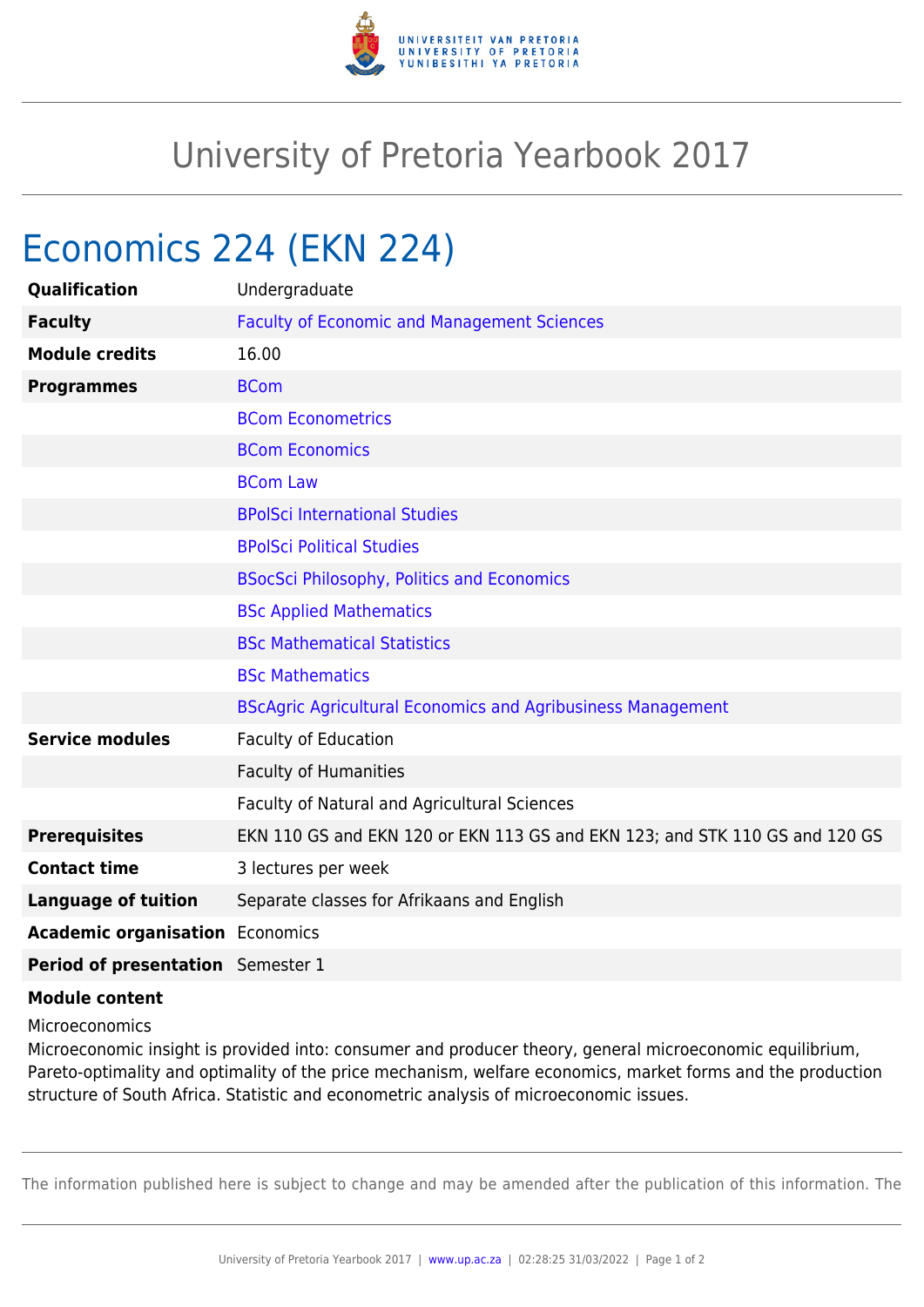# University of Pretoria Yearbook 2017

## Economics 224 (EKN 224)

| | |
|---|---|
| **Qualification** | Undergraduate |
| **Faculty** | Faculty of Economic and Management Sciences |
| **Module credits** | 16.00 |
| **Programmes** | BCom |
| | BCom Econometrics |
| | BCom Economics |
| | BCom Law |
| | BPolSci International Studies |
| | BPolSci Political Studies |
| | BSocSci Philosophy, Politics and Economics |
| | BSc Applied Mathematics |
| | BSc Mathematical Statistics |
| | BSc Mathematics |
| | BScAgric Agricultural Economics and Agribusiness Management |
| **Service modules** | Faculty of Education |
| | Faculty of Humanities |
| | Faculty of Natural and Agricultural Sciences |
| **Prerequisites** | EKN 110 GS and EKN 120 or EKN 113 GS and EKN 123; and STK 110 GS and 120 GS |
| **Contact time** | 3 lectures per week |
| **Language of tuition** | Separate classes for Afrikaans and English |
| **Academic organisation** | Economics |
| **Period of presentation** | Semester 1 |

**Module content**

Microeconomics

Microeconomic insight is provided into: consumer and producer theory, general microeconomic equilibrium, Pareto-optimality and optimality of the price mechanism, welfare economics, market forms and the production structure of South Africa. Statistic and econometric analysis of microeconomic issues.

The information published here is subject to change and may be amended after the publication of this information. The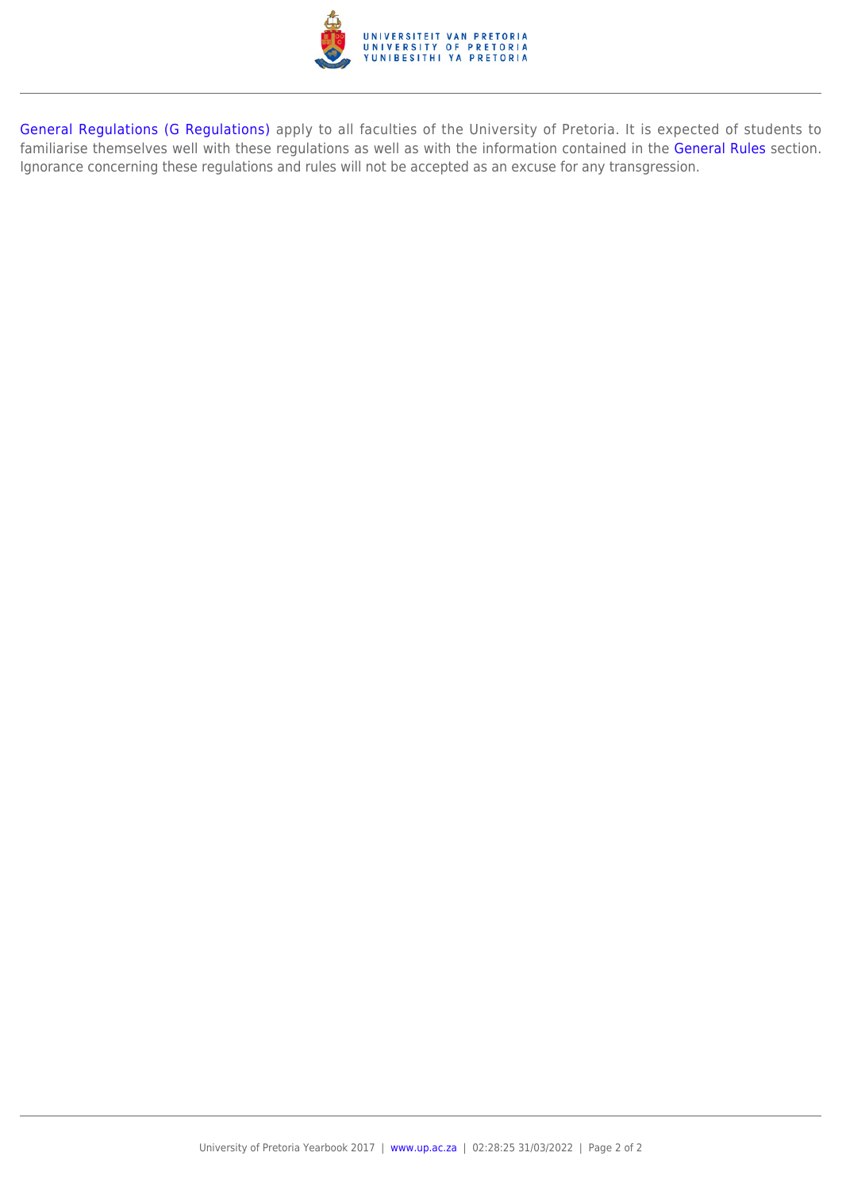General Regulations (G Regulations) apply to all faculties of the University of Pretoria. It is expected of students to familiarise themselves well with these regulations as well as with the information contained in the General Rules section. Ignorance concerning these regulations and rules will not be accepted as an excuse for any transgression.